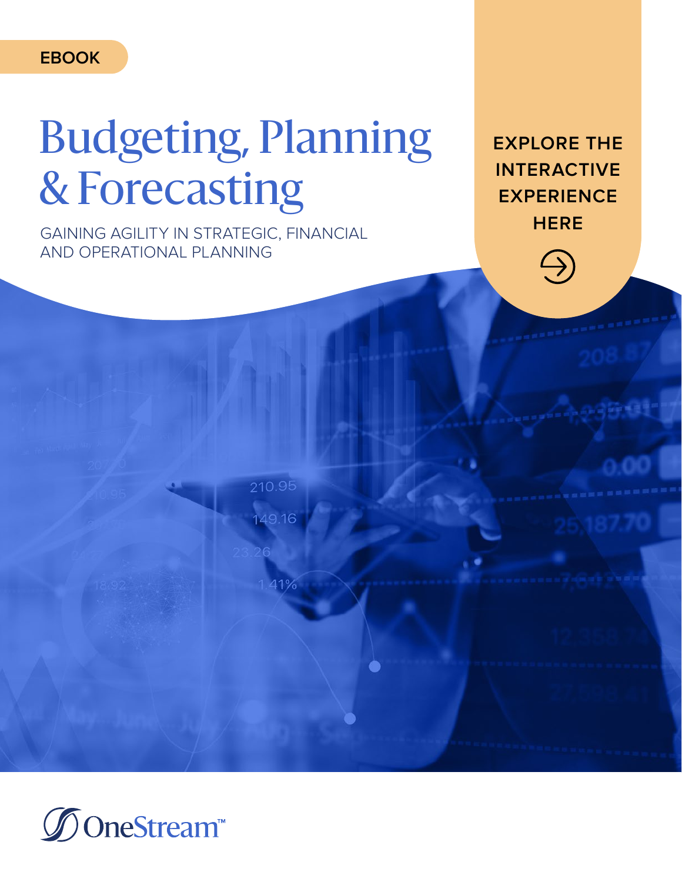EBOOK

# Budgeting, Planning & Forecasting

GAINING AGILITY IN STRATEGIC, FINANCIAL AND OPERATIONAL PLANNING

EXPLORE THE INTERACTIVE EXPERIENCE HERE

OneStream™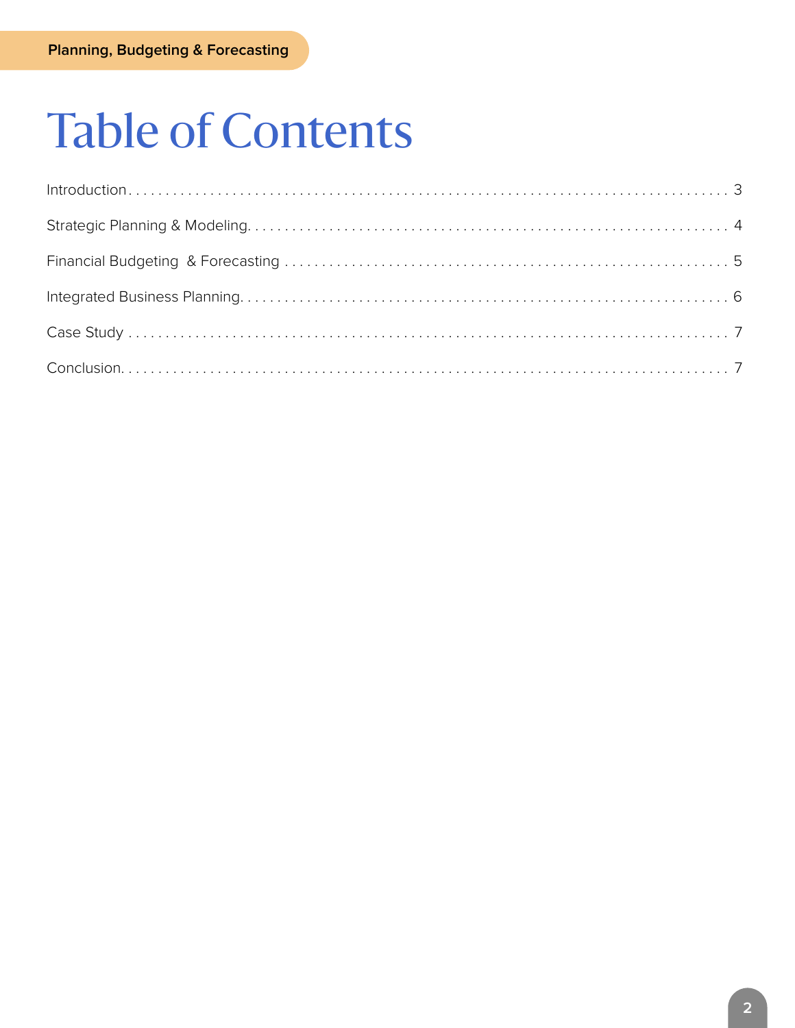# Table of Contents

Introduction . . . . . . . . . . . . . . . . . . . . . . . . . . . . . . . . . . . . . . . . . . . . . . . . . . . . . . . . . . . . 3

Strategic Planning & Modeling . . . . . . . . . . . . . . . . . . . . . . . . . . . . . . . . . . . . . . . . . . . . . . . . 4

Financial Budgeting & Forecasting . . . . . . . . . . . . . . . . . . . . . . . . . . . . . . . . . . . . . . . . . . . . . 5

Integrated Business Planning . . . . . . . . . . . . . . . . . . . . . . . . . . . . . . . . . . . . . . . . . . . . . . . . . 6

Case Study . . . . . . . . . . . . . . . . . . . . . . . . . . . . . . . . . . . . . . . . . . . . . . . . . . . . . . . . . . . . . 7

Conclusion . . . . . . . . . . . . . . . . . . . . . . . . . . . . . . . . . . . . . . . . . . . . . . . . . . . . . . . . . . . . . 7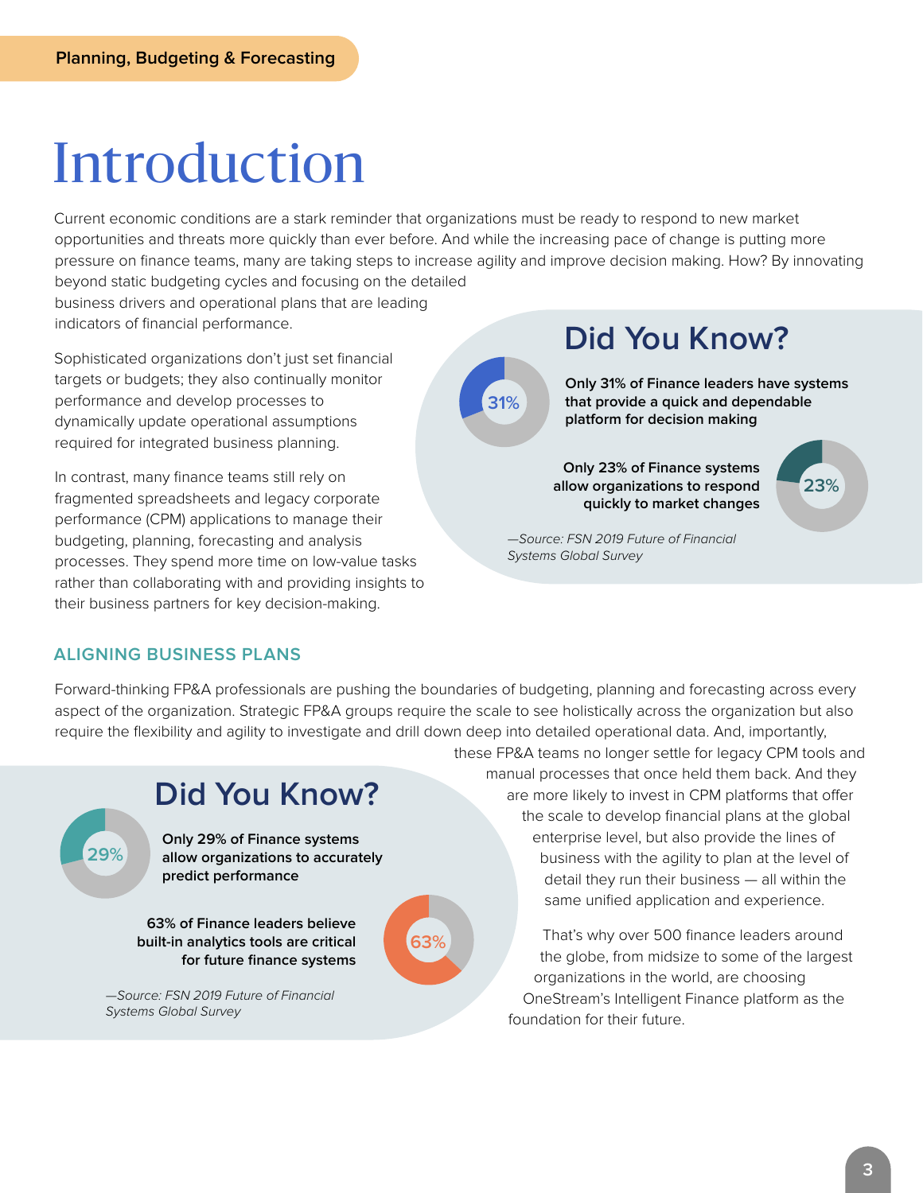Planning, Budgeting & Forecasting

# Introduction

Current economic conditions are a stark reminder that organizations must be ready to respond to new market opportunities and threats more quickly than ever before. And while the increasing pace of change is putting more pressure on finance teams, many are taking steps to increase agility and improve decision making. How? By innovating beyond static budgeting cycles and focusing on the detailed business drivers and operational plans that are leading indicators of financial performance.

Sophisticated organizations don't just set financial targets or budgets; they also continually monitor performance and develop processes to dynamically update operational assumptions required for integrated business planning.

In contrast, many finance teams still rely on fragmented spreadsheets and legacy corporate performance (CPM) applications to manage their budgeting, planning, forecasting and analysis processes. They spend more time on low-value tasks rather than collaborating with and providing insights to their business partners for key decision-making.

## Did You Know?

31%

**Only 31% of Finance leaders have systems that provide a quick and dependable platform for decision making**

23%

**Only 23% of Finance systems allow organizations to respond quickly to market changes**

*—Source: FSN 2019 Future of Financial Systems Global Survey*

### ALIGNING BUSINESS PLANS

Forward-thinking FP&A professionals are pushing the boundaries of budgeting, planning and forecasting across every aspect of the organization. Strategic FP&A groups require the scale to see holistically across the organization but also require the flexibility and agility to investigate and drill down deep into detailed operational data. And, importantly, these FP&A teams no longer settle for legacy CPM tools and manual processes that once held them back. And they are more likely to invest in CPM platforms that offer the scale to develop financial plans at the global enterprise level, but also provide the lines of business with the agility to plan at the level of detail they run their business — all within the same unified application and experience.

That's why over 500 finance leaders around the globe, from midsize to some of the largest organizations in the world, are choosing OneStream's Intelligent Finance platform as the foundation for their future.

## Did You Know?

29%

**Only 29% of Finance systems allow organizations to accurately predict performance**

63%

**63% of Finance leaders believe built-in analytics tools are critical for future finance systems**

*—Source: FSN 2019 Future of Financial Systems Global Survey*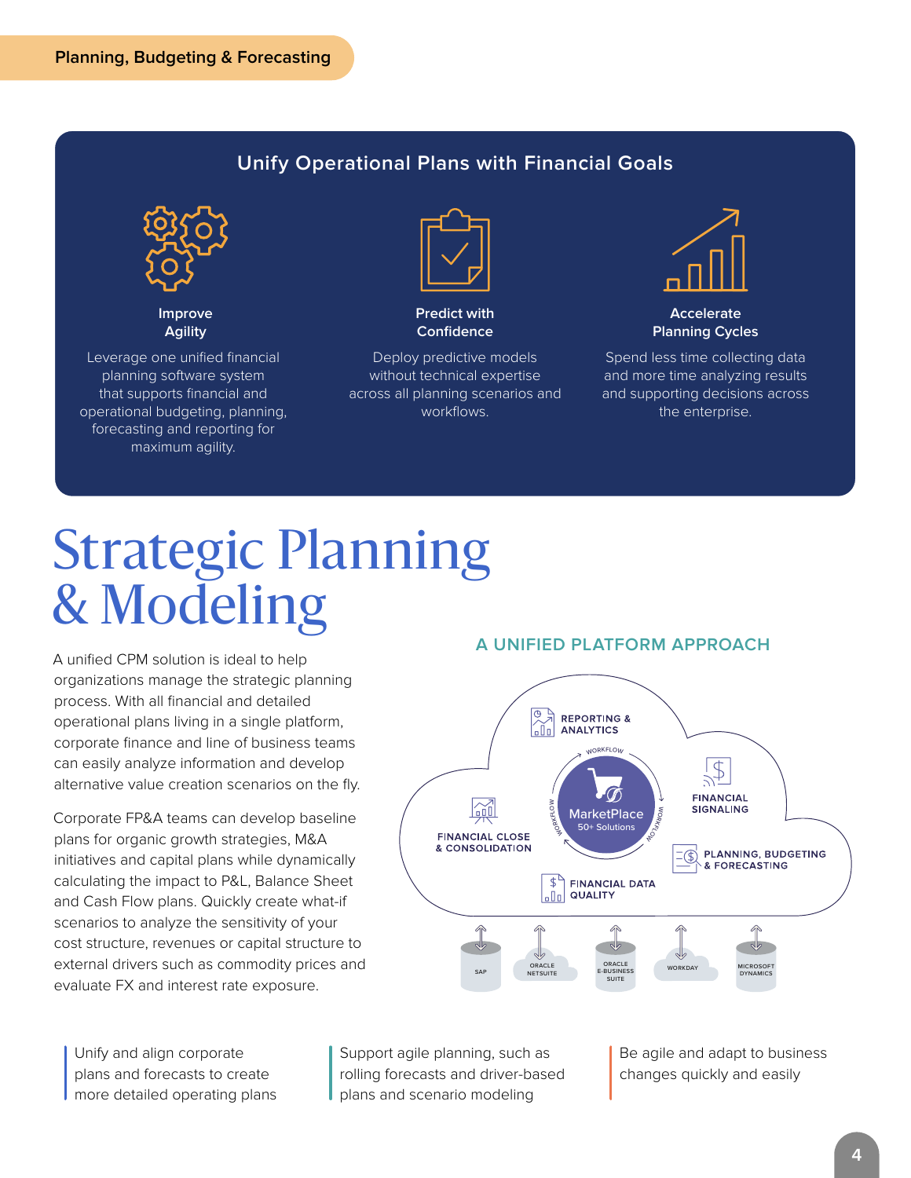Planning, Budgeting & Forecasting

## Unify Operational Plans with Financial Goals

**Improve Agility**

Leverage one unified financial planning software system that supports financial and operational budgeting, planning, forecasting and reporting for maximum agility.

**Predict with Confidence**

Deploy predictive models without technical expertise across all planning scenarios and workflows.

**Accelerate Planning Cycles**

Spend less time collecting data and more time analyzing results and supporting decisions across the enterprise.

# Strategic Planning & Modeling

A unified CPM solution is ideal to help organizations manage the strategic planning process. With all financial and detailed operational plans living in a single platform, corporate finance and line of business teams can easily analyze information and develop alternative value creation scenarios on the fly.

Corporate FP&A teams can develop baseline plans for organic growth strategies, M&A initiatives and capital plans while dynamically calculating the impact to P&L, Balance Sheet and Cash Flow plans. Quickly create what-if scenarios to analyze the sensitivity of your cost structure, revenues or capital structure to external drivers such as commodity prices and evaluate FX and interest rate exposure.

### A UNIFIED PLATFORM APPROACH

REPORTING & ANALYTICS
WORKFLOW
MarketPlace
50+ Solutions
FINANCIAL SIGNALING
FINANCIAL CLOSE & CONSOLIDATION
PLANNING, BUDGETING & FORECASTING
FINANCIAL DATA QUALITY
SAP
ORACLE NETSUITE
ORACLE E-BUSINESS SUITE
WORKDAY
MICROSOFT DYNAMICS

- Unify and align corporate plans and forecasts to create more detailed operating plans
- Support agile planning, such as rolling forecasts and driver-based plans and scenario modeling
- Be agile and adapt to business changes quickly and easily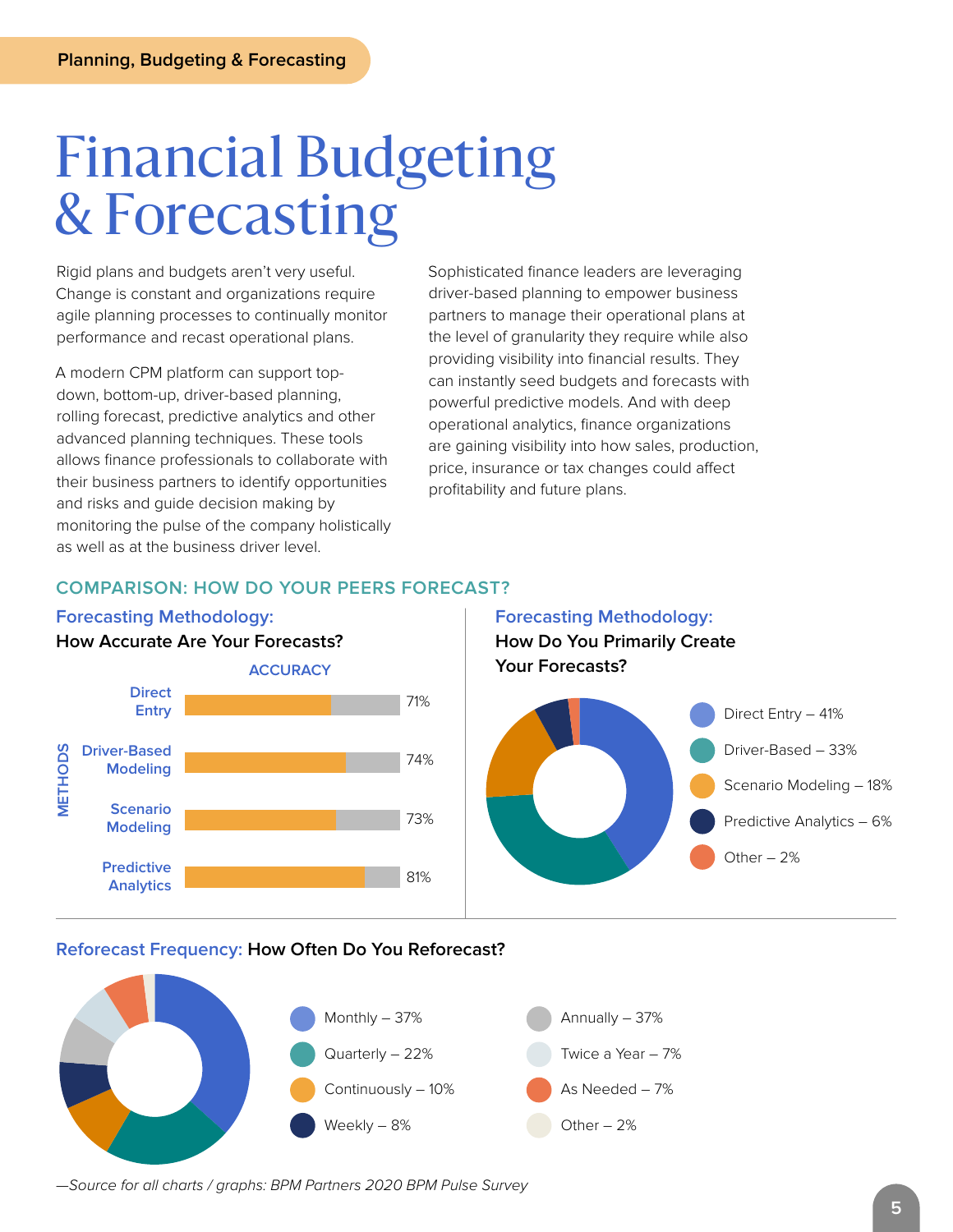# Financial Budgeting & Forecasting

Rigid plans and budgets aren't very useful. Change is constant and organizations require agile planning processes to continually monitor performance and recast operational plans.

A modern CPM platform can support top-down, bottom-up, driver-based planning, rolling forecast, predictive analytics and other advanced planning techniques. These tools allows finance professionals to collaborate with their business partners to identify opportunities and risks and guide decision making by monitoring the pulse of the company holistically as well as at the business driver level.

Sophisticated finance leaders are leveraging driver-based planning to empower business partners to manage their operational plans at the level of granularity they require while also providing visibility into financial results. They can instantly seed budgets and forecasts with powerful predictive models. And with deep operational analytics, finance organizations are gaining visibility into how sales, production, price, insurance or tax changes could affect profitability and future plans.

## COMPARISON: HOW DO YOUR PEERS FORECAST?

### Forecasting Methodology: How Accurate Are Your Forecasts?

ACCURACY

METHODS

Direct Entry 71%

Driver-Based Modeling 74%

Scenario Modeling 73%

Predictive Analytics 81%

### Forecasting Methodology: How Do You Primarily Create Your Forecasts?

Direct Entry – 41%

Driver-Based – 33%

Scenario Modeling – 18%

Predictive Analytics – 6%

Other – 2%

### Reforecast Frequency: How Often Do You Reforecast?

Monthly – 37%

Quarterly – 22%

Continuously – 10%

Weekly – 8%

Annually – 37%

Twice a Year – 7%

As Needed – 7%

Other – 2%

*—Source for all charts / graphs: BPM Partners 2020 BPM Pulse Survey*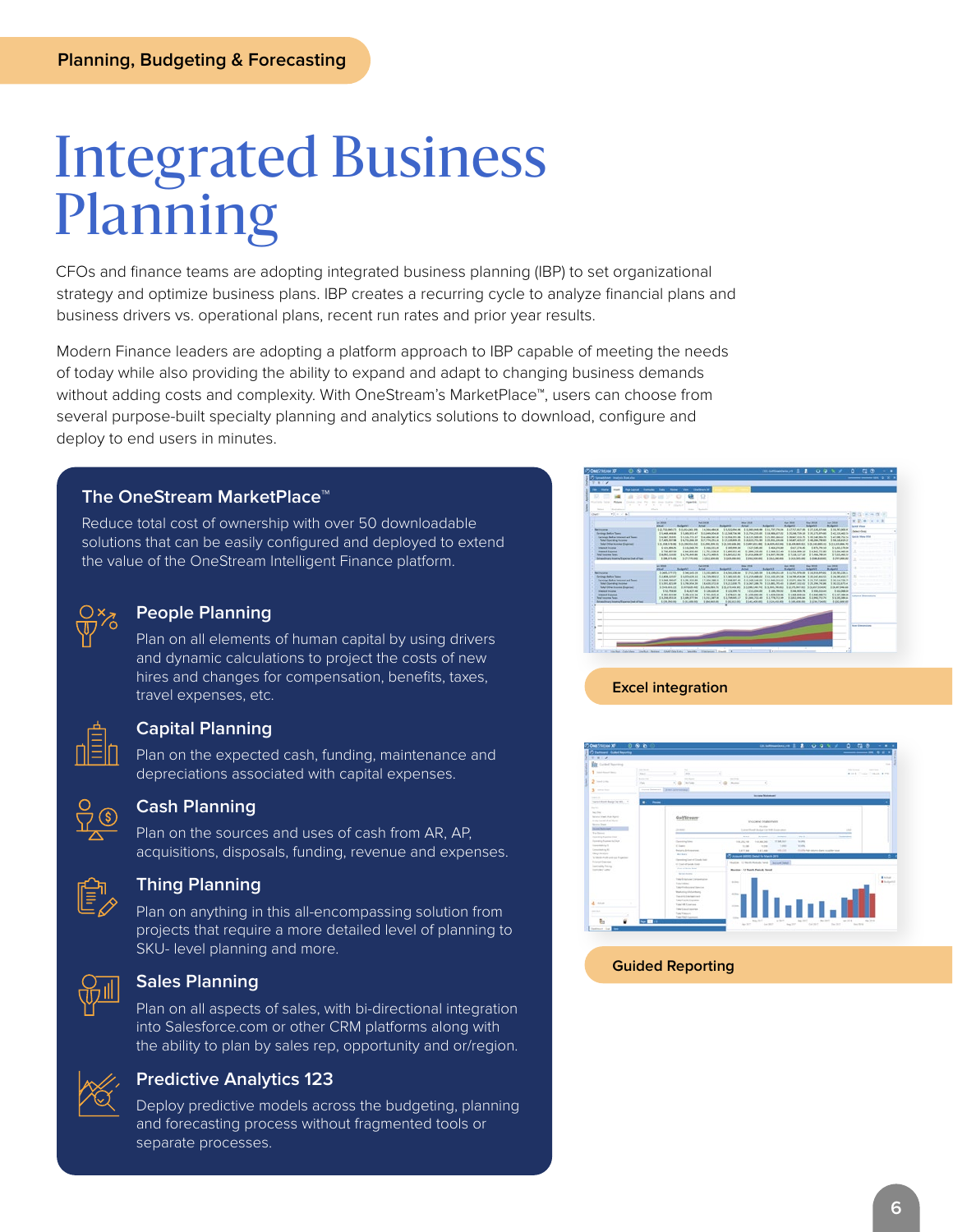Planning, Budgeting & Forecasting

# Integrated Business Planning

CFOs and finance teams are adopting integrated business planning (IBP) to set organizational strategy and optimize business plans. IBP creates a recurring cycle to analyze financial plans and business drivers vs. operational plans, recent run rates and prior year results.

Modern Finance leaders are adopting a platform approach to IBP capable of meeting the needs of today while also providing the ability to expand and adapt to changing business demands without adding costs and complexity. With OneStream's MarketPlace™, users can choose from several purpose-built specialty planning and analytics solutions to download, configure and deploy to end users in minutes.

## The OneStream MarketPlace™

Reduce total cost of ownership with over 50 downloadable solutions that can be easily configured and deployed to extend the value of the OneStream Intelligent Finance platform.

### People Planning

Plan on all elements of human capital by using drivers and dynamic calculations to project the costs of new hires and changes for compensation, benefits, taxes, travel expenses, etc.

### Capital Planning

Plan on the expected cash, funding, maintenance and depreciations associated with capital expenses.

### Cash Planning

Plan on the sources and uses of cash from AR, AP, acquisitions, disposals, funding, revenue and expenses.

### Thing Planning

Plan on anything in this all-encompassing solution from projects that require a more detailed level of planning to SKU- level planning and more.

### Sales Planning

Plan on all aspects of sales, with bi-directional integration into Salesforce.com or other CRM platforms along with the ability to plan by sales rep, opportunity and or/region.

### Predictive Analytics 123

Deploy predictive models across the budgeting, planning and forecasting process without fragmented tools or separate processes.

Excel integration

Guided Reporting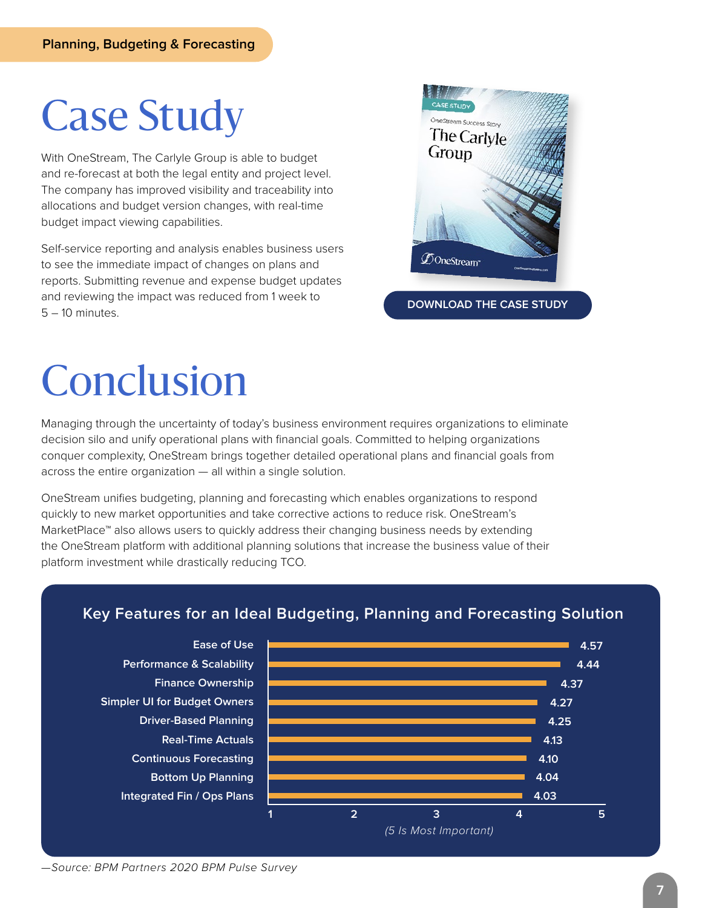Planning, Budgeting & Forecasting

# Case Study

With OneStream, The Carlyle Group is able to budget and re-forecast at both the legal entity and project level. The company has improved visibility and traceability into allocations and budget version changes, with real-time budget impact viewing capabilities.

Self-service reporting and analysis enables business users to see the immediate impact of changes on plans and reports. Submitting revenue and expense budget updates and reviewing the impact was reduced from 1 week to 5 – 10 minutes.

CASE STUDY

OneStream Success Story

The Carlyle Group

OneStream

DOWNLOAD THE CASE STUDY

# Conclusion

Managing through the uncertainty of today's business environment requires organizations to eliminate decision silo and unify operational plans with financial goals. Committed to helping organizations conquer complexity, OneStream brings together detailed operational plans and financial goals from across the entire organization — all within a single solution.

OneStream unifies budgeting, planning and forecasting which enables organizations to respond quickly to new market opportunities and take corrective actions to reduce risk. OneStream's MarketPlace™ also allows users to quickly address their changing business needs by extending the OneStream platform with additional planning solutions that increase the business value of their platform investment while drastically reducing TCO.

### Key Features for an Ideal Budgeting, Planning and Forecasting Solution

Ease of Use 4.57
Performance & Scalability 4.44
Finance Ownership 4.37
Simpler UI for Budget Owners 4.27
Driver-Based Planning 4.25
Real-Time Actuals 4.13
Continuous Forecasting 4.10
Bottom Up Planning 4.04
Integrated Fin / Ops Plans 4.03

1 2 3 4 5

*(5 Is Most Important)*

*—Source: BPM Partners 2020 BPM Pulse Survey*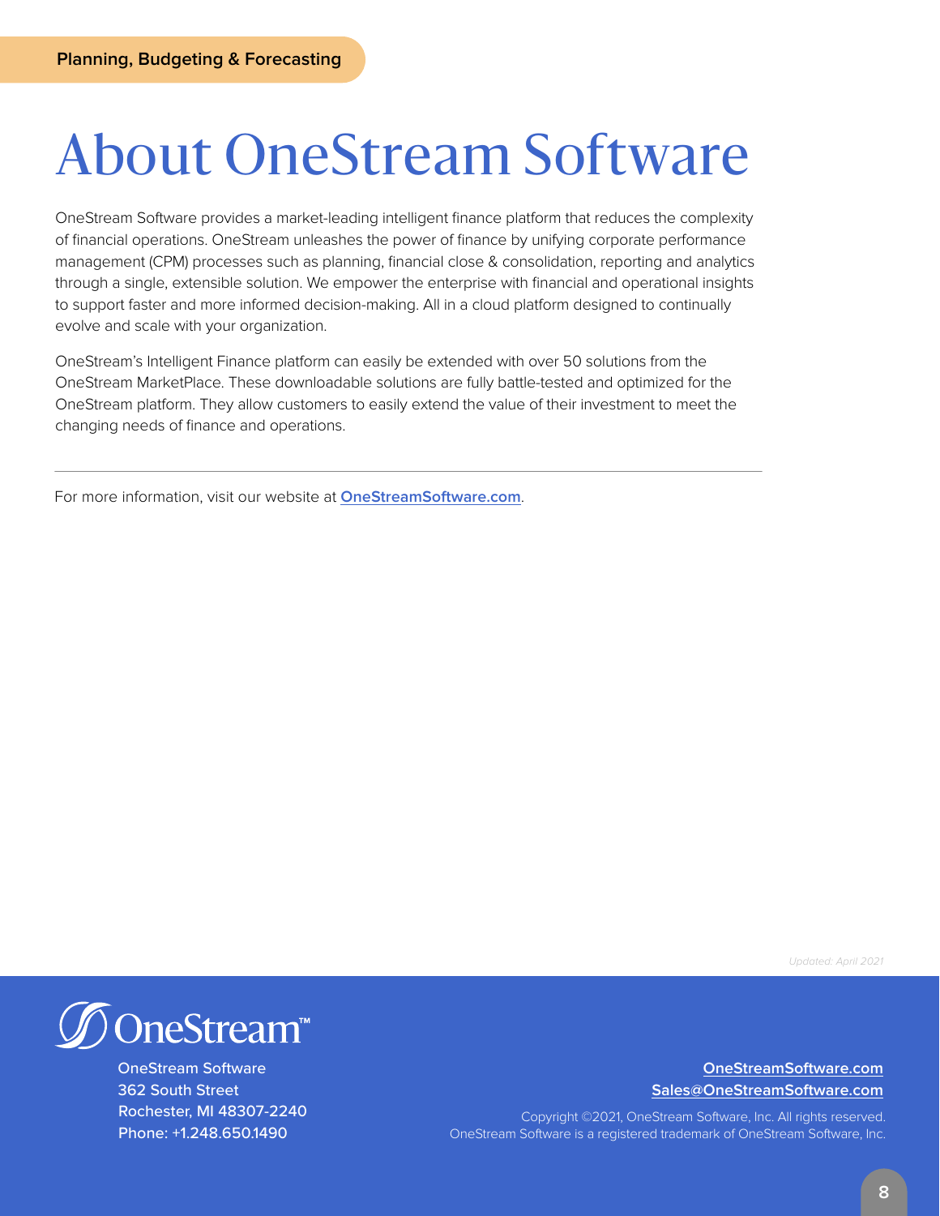# About OneStream Software

OneStream Software provides a market-leading intelligent finance platform that reduces the complexity of financial operations. OneStream unleashes the power of finance by unifying corporate performance management (CPM) processes such as planning, financial close & consolidation, reporting and analytics through a single, extensible solution. We empower the enterprise with financial and operational insights to support faster and more informed decision-making. All in a cloud platform designed to continually evolve and scale with your organization.

OneStream's Intelligent Finance platform can easily be extended with over 50 solutions from the OneStream MarketPlace. These downloadable solutions are fully battle-tested and optimized for the OneStream platform. They allow customers to easily extend the value of their investment to meet the changing needs of finance and operations.

---

For more information, visit our website at **OneStreamSoftware.com**.

*Updated: April 2021*

OneStream™

OneStream Software
362 South Street
Rochester, MI 48307-2240
Phone: +1.248.650.1490

**OneStreamSoftware.com**
**Sales@OneStreamSoftware.com**

Copyright ©2021, OneStream Software, Inc. All rights reserved.
OneStream Software is a registered trademark of OneStream Software, Inc.